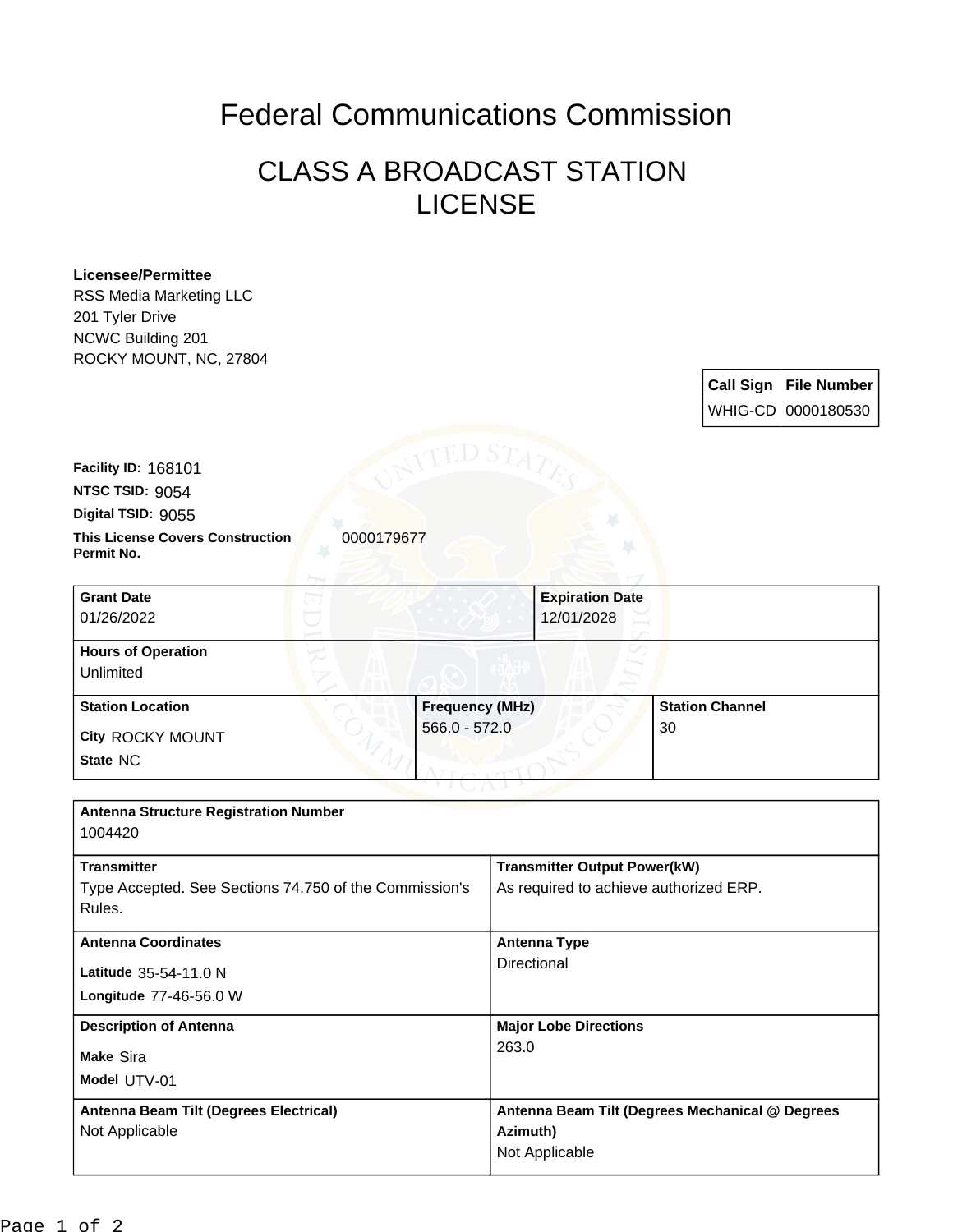# Federal Communications Commission

## CLASS A BROADCAST STATION LICENSE

**Licensee/Permittee**
RSS Media Marketing LLC
201 Tyler Drive
NCWC Building 201
ROCKY MOUNT, NC, 27804

| Call Sign | File Number |
| --- | --- |
| WHIG-CD | 0000180530 |

**Facility ID:** 168101
**NTSC TSID:** 9054
**Digital TSID:** 9055
**This License Covers Construction Permit No.** 0000179677

| Grant Date | Expiration Date |
| --- | --- |
| 01/26/2022 | 12/01/2028 |

**Hours of Operation**
Unlimited

| Station Location | Frequency (MHz) | Station Channel |
| --- | --- | --- |
| City ROCKY MOUNT<br>State NC | 566.0 - 572.0 | 30 |

**Antenna Structure Registration Number**
1004420

| Transmitter | Transmitter Output Power(kW) |
| --- | --- |
| Type Accepted. See Sections 74.750 of the Commission's Rules. | As required to achieve authorized ERP. |

| Antenna Coordinates | Antenna Type |
| --- | --- |
| Latitude 35-54-11.0 N<br>Longitude 77-46-56.0 W | Directional |

| Description of Antenna | Major Lobe Directions |
| --- | --- |
| Make Sira<br>Model UTV-01 | 263.0 |

| Antenna Beam Tilt (Degrees Electrical) | Antenna Beam Tilt (Degrees Mechanical @ Degrees Azimuth) |
| --- | --- |
| Not Applicable | Not Applicable |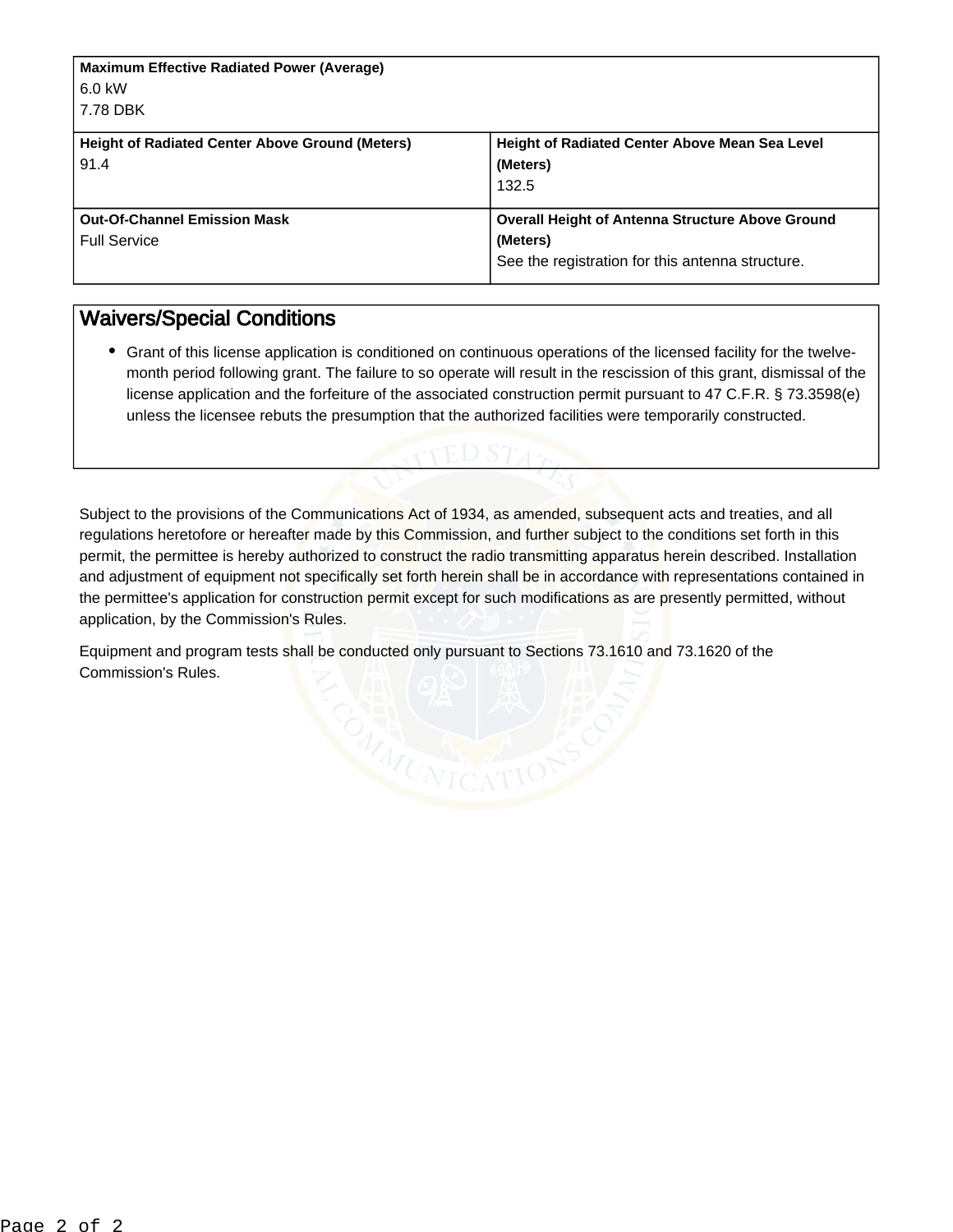| | |
|---|---|
| **Maximum Effective Radiated Power (Average)**<br>6.0 kW<br>7.78 DBK | |
| **Height of Radiated Center Above Ground (Meters)**<br>91.4 | **Height of Radiated Center Above Mean Sea Level (Meters)**<br>132.5 |
| **Out-Of-Channel Emission Mask**<br>Full Service | **Overall Height of Antenna Structure Above Ground (Meters)**<br>See the registration for this antenna structure. |

## Waivers/Special Conditions

- Grant of this license application is conditioned on continuous operations of the licensed facility for the twelve-month period following grant. The failure to so operate will result in the rescission of this grant, dismissal of the license application and the forfeiture of the associated construction permit pursuant to 47 C.F.R. § 73.3598(e) unless the licensee rebuts the presumption that the authorized facilities were temporarily constructed.

Subject to the provisions of the Communications Act of 1934, as amended, subsequent acts and treaties, and all regulations heretofore or hereafter made by this Commission, and further subject to the conditions set forth in this permit, the permittee is hereby authorized to construct the radio transmitting apparatus herein described. Installation and adjustment of equipment not specifically set forth herein shall be in accordance with representations contained in the permittee's application for construction permit except for such modifications as are presently permitted, without application, by the Commission's Rules.

Equipment and program tests shall be conducted only pursuant to Sections 73.1610 and 73.1620 of the Commission's Rules.